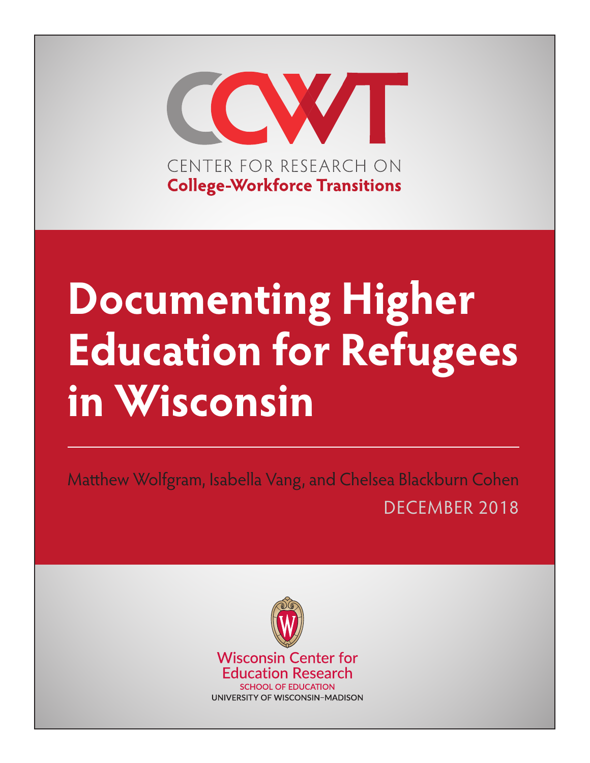CCWT

CENTER FOR RESEARCH ON
**College-Workforce Transitions**

# Documenting Higher Education for Refugees in Wisconsin

Matthew Wolfgram, Isabella Vang, and Chelsea Blackburn Cohen

DECEMBER 2018

Wisconsin Center for Education Research
SCHOOL OF EDUCATION
UNIVERSITY OF WISCONSIN–MADISON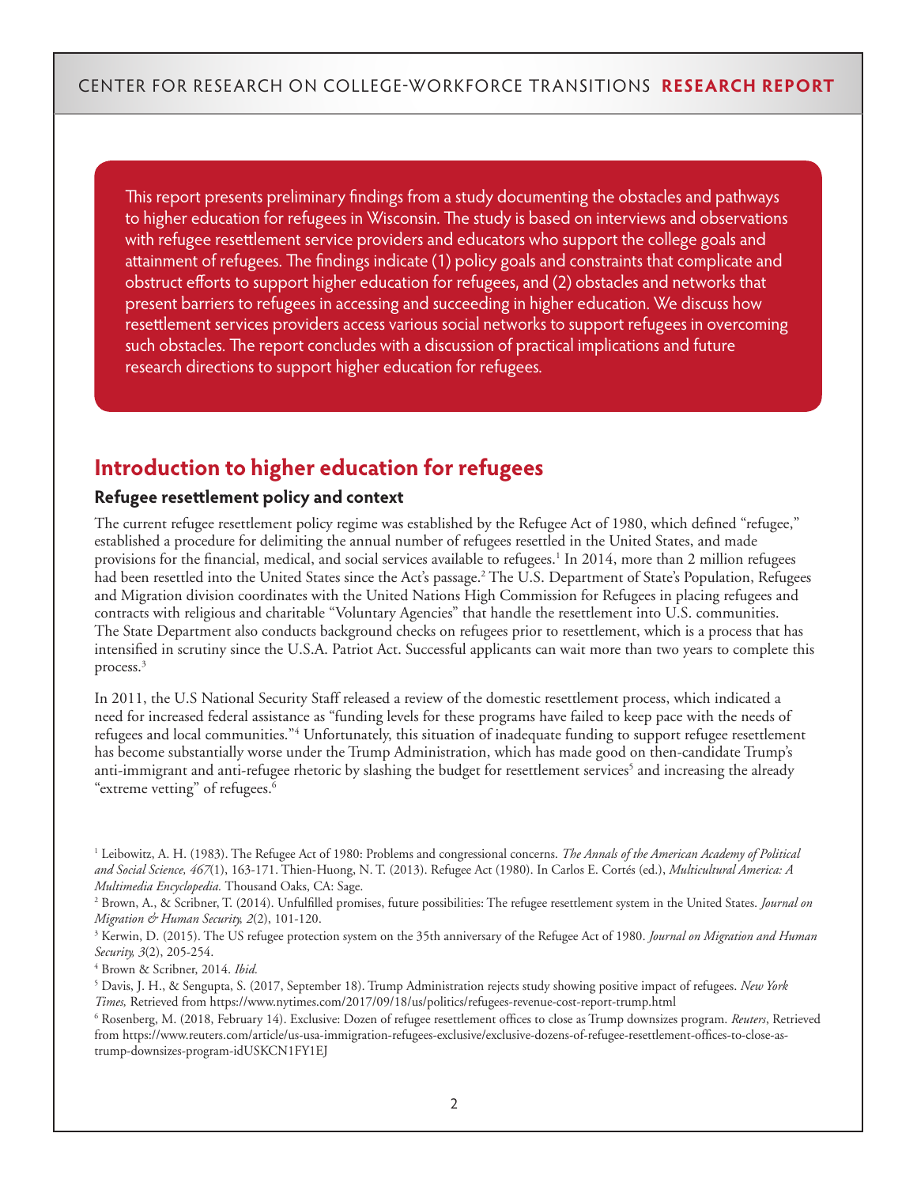This report presents preliminary findings from a study documenting the obstacles and pathways to higher education for refugees in Wisconsin. The study is based on interviews and observations with refugee resettlement service providers and educators who support the college goals and attainment of refugees. The findings indicate (1) policy goals and constraints that complicate and obstruct efforts to support higher education for refugees, and (2) obstacles and networks that present barriers to refugees in accessing and succeeding in higher education. We discuss how resettlement services providers access various social networks to support refugees in overcoming such obstacles. The report concludes with a discussion of practical implications and future research directions to support higher education for refugees.

## Introduction to higher education for refugees

### Refugee resettlement policy and context

The current refugee resettlement policy regime was established by the Refugee Act of 1980, which defined "refugee," established a procedure for delimiting the annual number of refugees resettled in the United States, and made provisions for the financial, medical, and social services available to refugees.[1] In 2014, more than 2 million refugees had been resettled into the United States since the Act's passage.[2] The U.S. Department of State's Population, Refugees and Migration division coordinates with the United Nations High Commission for Refugees in placing refugees and contracts with religious and charitable "Voluntary Agencies" that handle the resettlement into U.S. communities. The State Department also conducts background checks on refugees prior to resettlement, which is a process that has intensified in scrutiny since the U.S.A. Patriot Act. Successful applicants can wait more than two years to complete this process.[3]

In 2011, the U.S National Security Staff released a review of the domestic resettlement process, which indicated a need for increased federal assistance as "funding levels for these programs have failed to keep pace with the needs of refugees and local communities."[4] Unfortunately, this situation of inadequate funding to support refugee resettlement has become substantially worse under the Trump Administration, which has made good on then-candidate Trump's anti-immigrant and anti-refugee rhetoric by slashing the budget for resettlement services[5] and increasing the already "extreme vetting" of refugees.[6]

[1] Leibowitz, A. H. (1983). The Refugee Act of 1980: Problems and congressional concerns. *The Annals of the American Academy of Political and Social Science, 467*(1), 163-171. Thien-Huong, N. T. (2013). Refugee Act (1980). In Carlos E. Cortés (ed.), *Multicultural America: A Multimedia Encyclopedia.* Thousand Oaks, CA: Sage.

[2] Brown, A., & Scribner, T. (2014). Unfulfilled promises, future possibilities: The refugee resettlement system in the United States. *Journal on Migration & Human Security, 2*(2), 101-120.

[3] Kerwin, D. (2015). The US refugee protection system on the 35th anniversary of the Refugee Act of 1980. *Journal on Migration and Human Security, 3*(2), 205-254.

[4] Brown & Scribner, 2014. *Ibid.*

[5] Davis, J. H., & Sengupta, S. (2017, September 18). Trump Administration rejects study showing positive impact of refugees. *New York Times,* Retrieved from https://www.nytimes.com/2017/09/18/us/politics/refugees-revenue-cost-report-trump.html

[6] Rosenberg, M. (2018, February 14). Exclusive: Dozen of refugee resettlement offices to close as Trump downsizes program. *Reuters*, Retrieved from https://www.reuters.com/article/us-usa-immigration-refugees-exclusive/exclusive-dozens-of-refugee-resettlement-offices-to-close-as-trump-downsizes-program-idUSKCN1FY1EJ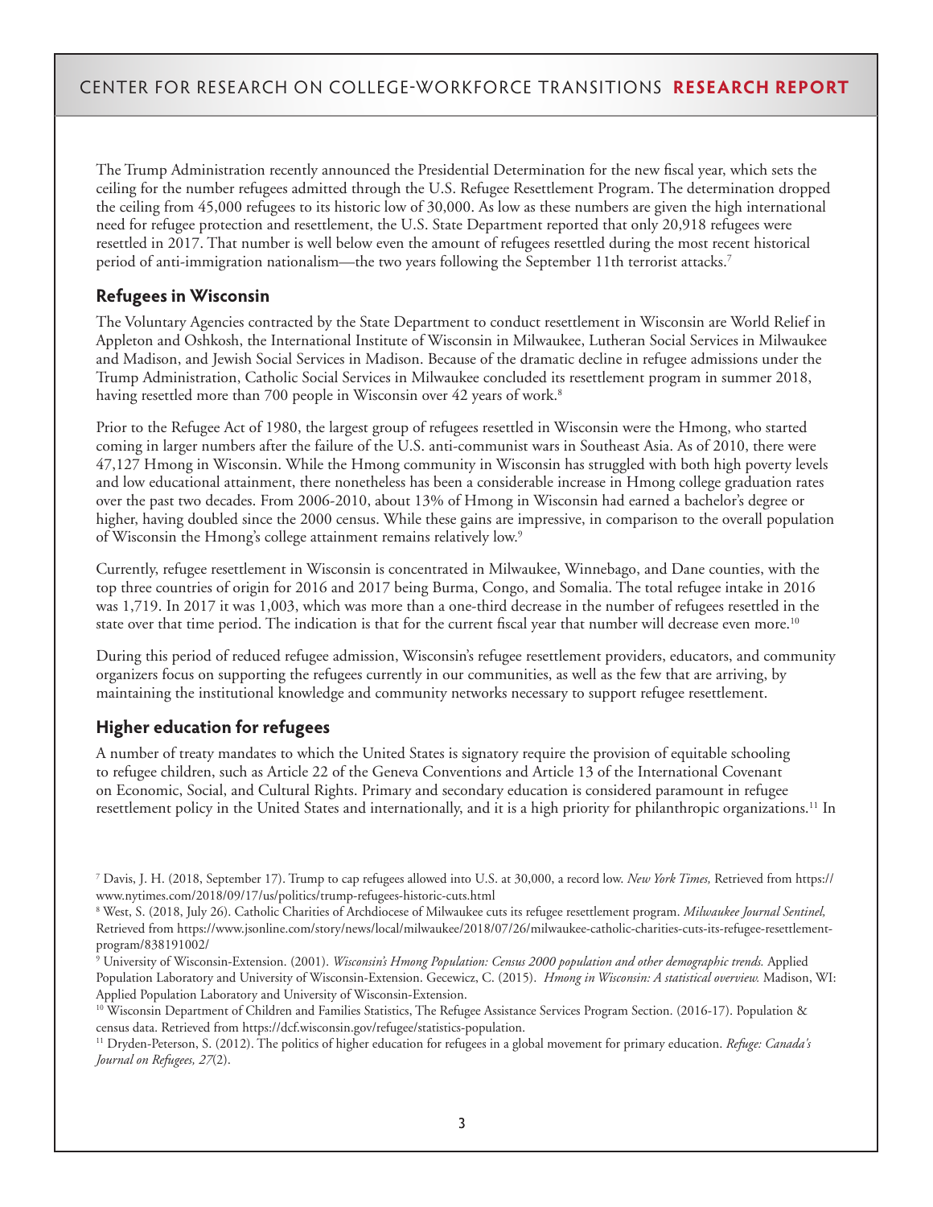The Trump Administration recently announced the Presidential Determination for the new fiscal year, which sets the ceiling for the number refugees admitted through the U.S. Refugee Resettlement Program. The determination dropped the ceiling from 45,000 refugees to its historic low of 30,000. As low as these numbers are given the high international need for refugee protection and resettlement, the U.S. State Department reported that only 20,918 refugees were resettled in 2017. That number is well below even the amount of refugees resettled during the most recent historical period of anti-immigration nationalism—the two years following the September 11th terrorist attacks.[7]

## Refugees in Wisconsin

The Voluntary Agencies contracted by the State Department to conduct resettlement in Wisconsin are World Relief in Appleton and Oshkosh, the International Institute of Wisconsin in Milwaukee, Lutheran Social Services in Milwaukee and Madison, and Jewish Social Services in Madison. Because of the dramatic decline in refugee admissions under the Trump Administration, Catholic Social Services in Milwaukee concluded its resettlement program in summer 2018, having resettled more than 700 people in Wisconsin over 42 years of work.[8]

Prior to the Refugee Act of 1980, the largest group of refugees resettled in Wisconsin were the Hmong, who started coming in larger numbers after the failure of the U.S. anti-communist wars in Southeast Asia. As of 2010, there were 47,127 Hmong in Wisconsin. While the Hmong community in Wisconsin has struggled with both high poverty levels and low educational attainment, there nonetheless has been a considerable increase in Hmong college graduation rates over the past two decades. From 2006-2010, about 13% of Hmong in Wisconsin had earned a bachelor's degree or higher, having doubled since the 2000 census. While these gains are impressive, in comparison to the overall population of Wisconsin the Hmong's college attainment remains relatively low.[9]

Currently, refugee resettlement in Wisconsin is concentrated in Milwaukee, Winnebago, and Dane counties, with the top three countries of origin for 2016 and 2017 being Burma, Congo, and Somalia. The total refugee intake in 2016 was 1,719. In 2017 it was 1,003, which was more than a one-third decrease in the number of refugees resettled in the state over that time period. The indication is that for the current fiscal year that number will decrease even more.[10]

During this period of reduced refugee admission, Wisconsin's refugee resettlement providers, educators, and community organizers focus on supporting the refugees currently in our communities, as well as the few that are arriving, by maintaining the institutional knowledge and community networks necessary to support refugee resettlement.

## Higher education for refugees

A number of treaty mandates to which the United States is signatory require the provision of equitable schooling to refugee children, such as Article 22 of the Geneva Conventions and Article 13 of the International Covenant on Economic, Social, and Cultural Rights. Primary and secondary education is considered paramount in refugee resettlement policy in the United States and internationally, and it is a high priority for philanthropic organizations.[11] In

---

[7] Davis, J. H. (2018, September 17). Trump to cap refugees allowed into U.S. at 30,000, a record low. *New York Times,* Retrieved from https://www.nytimes.com/2018/09/17/us/politics/trump-refugees-historic-cuts.html

[8] West, S. (2018, July 26). Catholic Charities of Archdiocese of Milwaukee cuts its refugee resettlement program. *Milwaukee Journal Sentinel,* Retrieved from https://www.jsonline.com/story/news/local/milwaukee/2018/07/26/milwaukee-catholic-charities-cuts-its-refugee-resettlement-program/838191002/

[9] University of Wisconsin-Extension. (2001). *Wisconsin's Hmong Population: Census 2000 population and other demographic trends.* Applied Population Laboratory and University of Wisconsin-Extension. Gecewicz, C. (2015). *Hmong in Wisconsin: A statistical overview.* Madison, WI: Applied Population Laboratory and University of Wisconsin-Extension.

[10] Wisconsin Department of Children and Families Statistics, The Refugee Assistance Services Program Section. (2016-17). Population & census data. Retrieved from https://dcf.wisconsin.gov/refugee/statistics-population.

[11] Dryden-Peterson, S. (2012). The politics of higher education for refugees in a global movement for primary education. *Refuge: Canada's Journal on Refugees, 27*(2).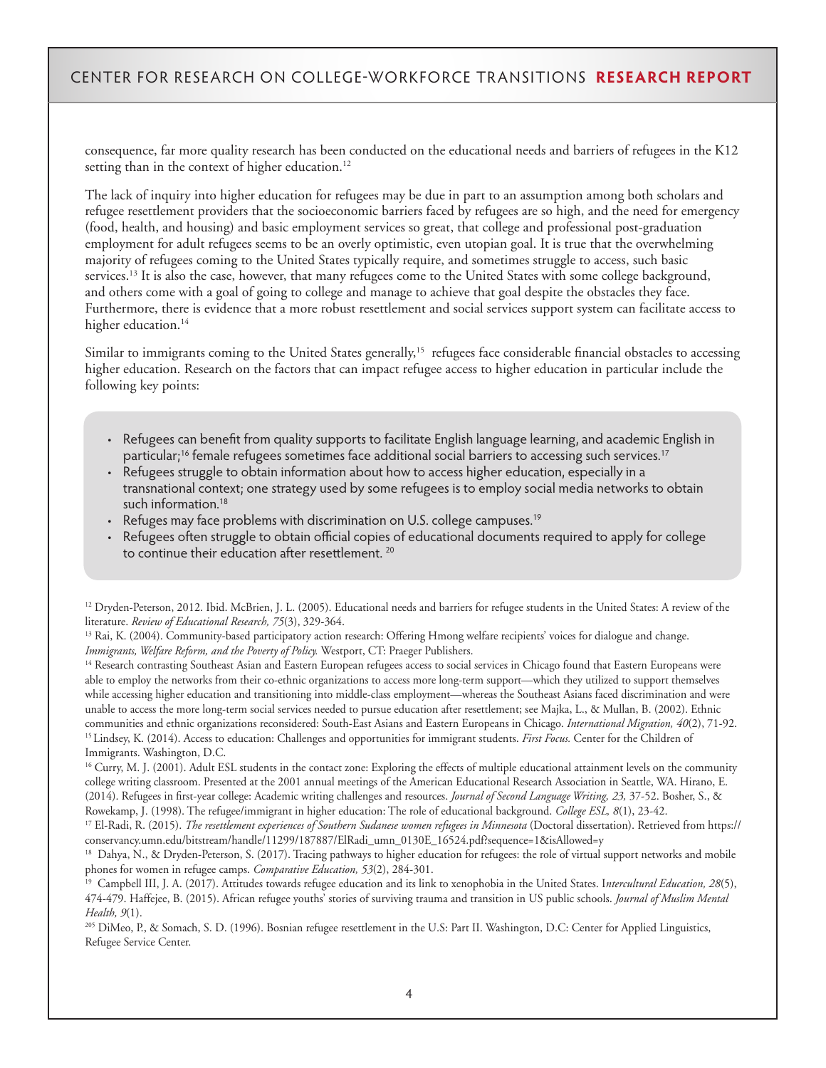consequence, far more quality research has been conducted on the educational needs and barriers of refugees in the K12 setting than in the context of higher education.[12]

The lack of inquiry into higher education for refugees may be due in part to an assumption among both scholars and refugee resettlement providers that the socioeconomic barriers faced by refugees are so high, and the need for emergency (food, health, and housing) and basic employment services so great, that college and professional post-graduation employment for adult refugees seems to be an overly optimistic, even utopian goal. It is true that the overwhelming majority of refugees coming to the United States typically require, and sometimes struggle to access, such basic services.[13] It is also the case, however, that many refugees come to the United States with some college background, and others come with a goal of going to college and manage to achieve that goal despite the obstacles they face. Furthermore, there is evidence that a more robust resettlement and social services support system can facilitate access to higher education.[14]

Similar to immigrants coming to the United States generally,[15] refugees face considerable financial obstacles to accessing higher education. Research on the factors that can impact refugee access to higher education in particular include the following key points:

- Refugees can benefit from quality supports to facilitate English language learning, and academic English in particular;[16] female refugees sometimes face additional social barriers to accessing such services.[17]
- Refugees struggle to obtain information about how to access higher education, especially in a transnational context; one strategy used by some refugees is to employ social media networks to obtain such information.[18]
- Refuges may face problems with discrimination on U.S. college campuses.[19]
- Refugees often struggle to obtain official copies of educational documents required to apply for college to continue their education after resettlement. [20]

[12] Dryden-Peterson, 2012. Ibid. McBrien, J. L. (2005). Educational needs and barriers for refugee students in the United States: A review of the literature. *Review of Educational Research, 75*(3), 329-364.

[13] Rai, K. (2004). Community-based participatory action research: Offering Hmong welfare recipients' voices for dialogue and change. *Immigrants, Welfare Reform, and the Poverty of Policy.* Westport, CT: Praeger Publishers.

[14] Research contrasting Southeast Asian and Eastern European refugees access to social services in Chicago found that Eastern Europeans were able to employ the networks from their co-ethnic organizations to access more long-term support—which they utilized to support themselves while accessing higher education and transitioning into middle-class employment—whereas the Southeast Asians faced discrimination and were unable to access the more long-term social services needed to pursue education after resettlement; see Majka, L., & Mullan, B. (2002). Ethnic communities and ethnic organizations reconsidered: South-East Asians and Eastern Europeans in Chicago. *International Migration, 40*(2), 71-92.

[15] Lindsey, K. (2014). Access to education: Challenges and opportunities for immigrant students. *First Focus.* Center for the Children of Immigrants. Washington, D.C.

[16] Curry, M. J. (2001). Adult ESL students in the contact zone: Exploring the effects of multiple educational attainment levels on the community college writing classroom. Presented at the 2001 annual meetings of the American Educational Research Association in Seattle, WA. Hirano, E. (2014). Refugees in first-year college: Academic writing challenges and resources. *Journal of Second Language Writing, 23,* 37-52. Bosher, S., & Rowekamp, J. (1998). The refugee/immigrant in higher education: The role of educational background. *College ESL, 8*(1), 23-42.

[17] El-Radi, R. (2015). *The resettlement experiences of Southern Sudanese women refugees in Minnesota* (Doctoral dissertation). Retrieved from https://conservancy.umn.edu/bitstream/handle/11299/187887/ElRadi_umn_0130E_16524.pdf?sequence=1&isAllowed=y

[18] Dahya, N., & Dryden-Peterson, S. (2017). Tracing pathways to higher education for refugees: the role of virtual support networks and mobile phones for women in refugee camps. *Comparative Education, 53*(2), 284-301.

[19] Campbell III, J. A. (2017). Attitudes towards refugee education and its link to xenophobia in the United States. I*ntercultural Education, 28*(5), 474-479. Haffejee, B. (2015). African refugee youths' stories of surviving trauma and transition in US public schools. *Journal of Muslim Mental Health, 9*(1).

[205] DiMeo, P., & Somach, S. D. (1996). Bosnian refugee resettlement in the U.S: Part II. Washington, D.C: Center for Applied Linguistics, Refugee Service Center.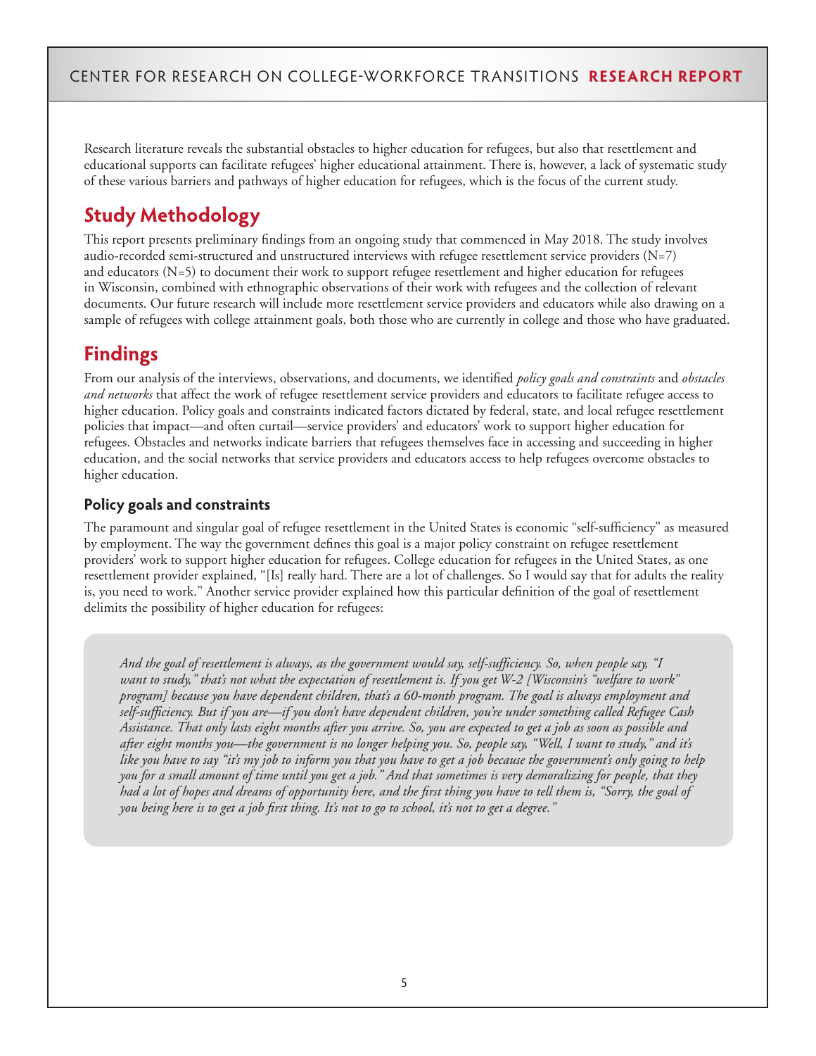Research literature reveals the substantial obstacles to higher education for refugees, but also that resettlement and educational supports can facilitate refugees' higher educational attainment. There is, however, a lack of systematic study of these various barriers and pathways of higher education for refugees, which is the focus of the current study.

## Study Methodology

This report presents preliminary findings from an ongoing study that commenced in May 2018. The study involves audio-recorded semi-structured and unstructured interviews with refugee resettlement service providers (N=7) and educators (N=5) to document their work to support refugee resettlement and higher education for refugees in Wisconsin, combined with ethnographic observations of their work with refugees and the collection of relevant documents. Our future research will include more resettlement service providers and educators while also drawing on a sample of refugees with college attainment goals, both those who are currently in college and those who have graduated.

## Findings

From our analysis of the interviews, observations, and documents, we identified *policy goals and constraints* and *obstacles and networks* that affect the work of refugee resettlement service providers and educators to facilitate refugee access to higher education. Policy goals and constraints indicated factors dictated by federal, state, and local refugee resettlement policies that impact—and often curtail—service providers' and educators' work to support higher education for refugees. Obstacles and networks indicate barriers that refugees themselves face in accessing and succeeding in higher education, and the social networks that service providers and educators access to help refugees overcome obstacles to higher education.

### Policy goals and constraints

The paramount and singular goal of refugee resettlement in the United States is economic "self-sufficiency" as measured by employment. The way the government defines this goal is a major policy constraint on refugee resettlement providers' work to support higher education for refugees. College education for refugees in the United States, as one resettlement provider explained, "[Is] really hard. There are a lot of challenges. So I would say that for adults the reality is, you need to work." Another service provider explained how this particular definition of the goal of resettlement delimits the possibility of higher education for refugees:

> *And the goal of resettlement is always, as the government would say, self-sufficiency. So, when people say, "I want to study," that's not what the expectation of resettlement is. If you get W-2 [Wisconsin's "welfare to work" program] because you have dependent children, that's a 60-month program. The goal is always employment and self-sufficiency. But if you are—if you don't have dependent children, you're under something called Refugee Cash Assistance. That only lasts eight months after you arrive. So, you are expected to get a job as soon as possible and after eight months you—the government is no longer helping you. So, people say, "Well, I want to study," and it's like you have to say "it's my job to inform you that you have to get a job because the government's only going to help you for a small amount of time until you get a job." And that sometimes is very demoralizing for people, that they had a lot of hopes and dreams of opportunity here, and the first thing you have to tell them is, "Sorry, the goal of you being here is to get a job first thing. It's not to go to school, it's not to get a degree."*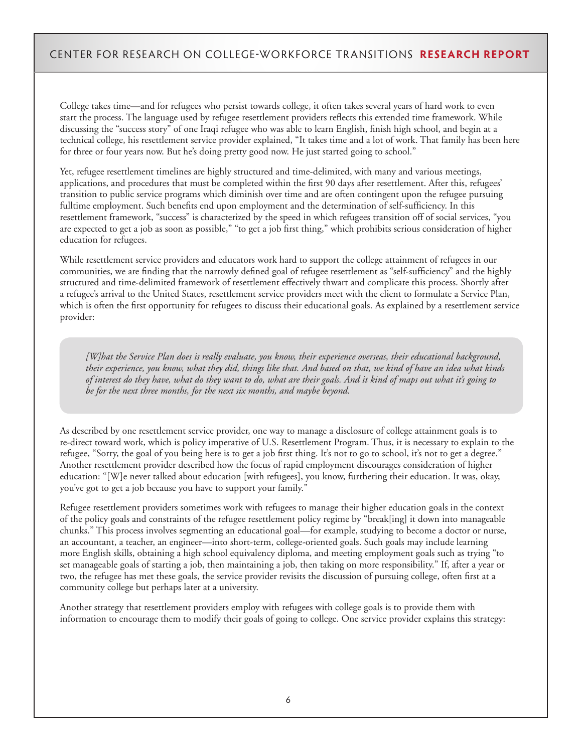College takes time—and for refugees who persist towards college, it often takes several years of hard work to even start the process. The language used by refugee resettlement providers reflects this extended time framework. While discussing the "success story" of one Iraqi refugee who was able to learn English, finish high school, and begin at a technical college, his resettlement service provider explained, "It takes time and a lot of work. That family has been here for three or four years now. But he's doing pretty good now. He just started going to school."

Yet, refugee resettlement timelines are highly structured and time-delimited, with many and various meetings, applications, and procedures that must be completed within the first 90 days after resettlement. After this, refugees' transition to public service programs which diminish over time and are often contingent upon the refugee pursuing fulltime employment. Such benefits end upon employment and the determination of self-sufficiency. In this resettlement framework, "success" is characterized by the speed in which refugees transition off of social services, "you are expected to get a job as soon as possible," "to get a job first thing," which prohibits serious consideration of higher education for refugees.

While resettlement service providers and educators work hard to support the college attainment of refugees in our communities, we are finding that the narrowly defined goal of refugee resettlement as "self-sufficiency" and the highly structured and time-delimited framework of resettlement effectively thwart and complicate this process. Shortly after a refugee's arrival to the United States, resettlement service providers meet with the client to formulate a Service Plan, which is often the first opportunity for refugees to discuss their educational goals. As explained by a resettlement service provider:

> *[W]hat the Service Plan does is really evaluate, you know, their experience overseas, their educational background, their experience, you know, what they did, things like that. And based on that, we kind of have an idea what kinds of interest do they have, what do they want to do, what are their goals. And it kind of maps out what it's going to be for the next three months, for the next six months, and maybe beyond.*

As described by one resettlement service provider, one way to manage a disclosure of college attainment goals is to re-direct toward work, which is policy imperative of U.S. Resettlement Program. Thus, it is necessary to explain to the refugee, "Sorry, the goal of you being here is to get a job first thing. It's not to go to school, it's not to get a degree." Another resettlement provider described how the focus of rapid employment discourages consideration of higher education: "[W]e never talked about education [with refugees], you know, furthering their education. It was, okay, you've got to get a job because you have to support your family."

Refugee resettlement providers sometimes work with refugees to manage their higher education goals in the context of the policy goals and constraints of the refugee resettlement policy regime by "break[ing] it down into manageable chunks." This process involves segmenting an educational goal—for example, studying to become a doctor or nurse, an accountant, a teacher, an engineer—into short-term, college-oriented goals. Such goals may include learning more English skills, obtaining a high school equivalency diploma, and meeting employment goals such as trying "to set manageable goals of starting a job, then maintaining a job, then taking on more responsibility." If, after a year or two, the refugee has met these goals, the service provider revisits the discussion of pursuing college, often first at a community college but perhaps later at a university.

Another strategy that resettlement providers employ with refugees with college goals is to provide them with information to encourage them to modify their goals of going to college. One service provider explains this strategy: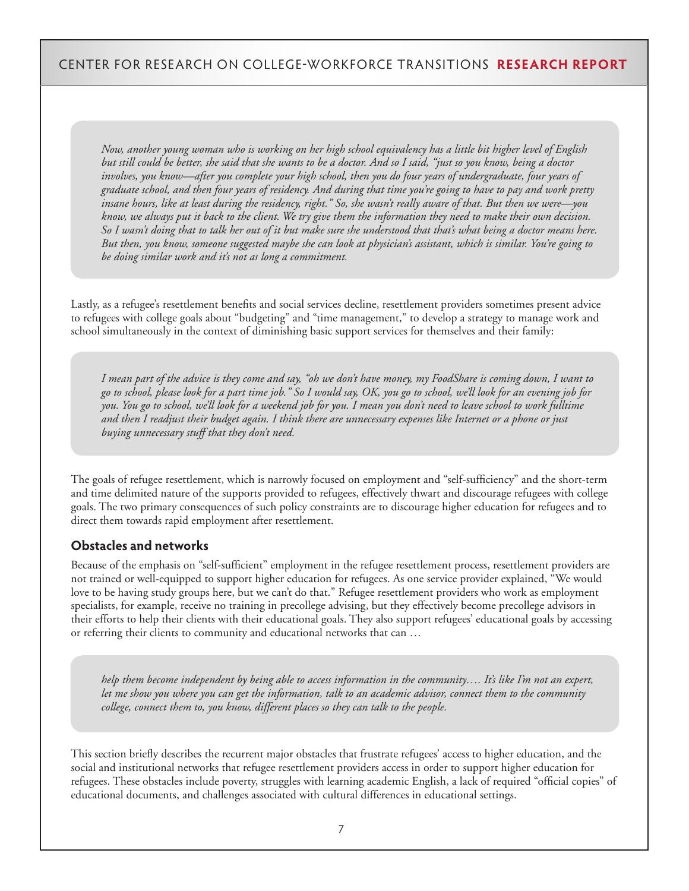> *Now, another young woman who is working on her high school equivalency has a little bit higher level of English but still could be better, she said that she wants to be a doctor. And so I said, "just so you know, being a doctor involves, you know—after you complete your high school, then you do four years of undergraduate, four years of graduate school, and then four years of residency. And during that time you're going to have to pay and work pretty insane hours, like at least during the residency, right." So, she wasn't really aware of that. But then we were—you know, we always put it back to the client. We try give them the information they need to make their own decision. So I wasn't doing that to talk her out of it but make sure she understood that that's what being a doctor means here. But then, you know, someone suggested maybe she can look at physician's assistant, which is similar. You're going to be doing similar work and it's not as long a commitment.*

Lastly, as a refugee's resettlement benefits and social services decline, resettlement providers sometimes present advice to refugees with college goals about "budgeting" and "time management," to develop a strategy to manage work and school simultaneously in the context of diminishing basic support services for themselves and their family:

> *I mean part of the advice is they come and say, "oh we don't have money, my FoodShare is coming down, I want to go to school, please look for a part time job." So I would say, OK, you go to school, we'll look for an evening job for you. You go to school, we'll look for a weekend job for you. I mean you don't need to leave school to work fulltime and then I readjust their budget again. I think there are unnecessary expenses like Internet or a phone or just buying unnecessary stuff that they don't need.*

The goals of refugee resettlement, which is narrowly focused on employment and "self-sufficiency" and the short-term and time delimited nature of the supports provided to refugees, effectively thwart and discourage refugees with college goals. The two primary consequences of such policy constraints are to discourage higher education for refugees and to direct them towards rapid employment after resettlement.

## Obstacles and networks

Because of the emphasis on "self-sufficient" employment in the refugee resettlement process, resettlement providers are not trained or well-equipped to support higher education for refugees. As one service provider explained, "We would love to be having study groups here, but we can't do that." Refugee resettlement providers who work as employment specialists, for example, receive no training in precollege advising, but they effectively become precollege advisors in their efforts to help their clients with their educational goals. They also support refugees' educational goals by accessing or referring their clients to community and educational networks that can …

> *help them become independent by being able to access information in the community…. It's like I'm not an expert, let me show you where you can get the information, talk to an academic advisor, connect them to the community college, connect them to, you know, different places so they can talk to the people.*

This section briefly describes the recurrent major obstacles that frustrate refugees' access to higher education, and the social and institutional networks that refugee resettlement providers access in order to support higher education for refugees. These obstacles include poverty, struggles with learning academic English, a lack of required "official copies" of educational documents, and challenges associated with cultural differences in educational settings.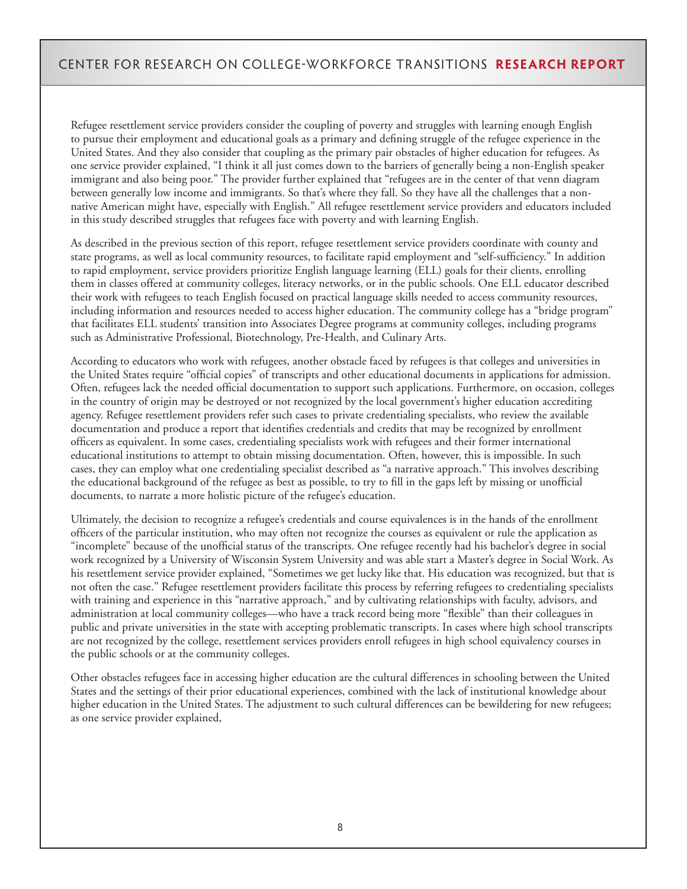Refugee resettlement service providers consider the coupling of poverty and struggles with learning enough English to pursue their employment and educational goals as a primary and defining struggle of the refugee experience in the United States. And they also consider that coupling as the primary pair obstacles of higher education for refugees. As one service provider explained, "I think it all just comes down to the barriers of generally being a non-English speaker immigrant and also being poor." The provider further explained that "refugees are in the center of that venn diagram between generally low income and immigrants. So that's where they fall. So they have all the challenges that a non-native American might have, especially with English." All refugee resettlement service providers and educators included in this study described struggles that refugees face with poverty and with learning English.

As described in the previous section of this report, refugee resettlement service providers coordinate with county and state programs, as well as local community resources, to facilitate rapid employment and "self-sufficiency." In addition to rapid employment, service providers prioritize English language learning (ELL) goals for their clients, enrolling them in classes offered at community colleges, literacy networks, or in the public schools. One ELL educator described their work with refugees to teach English focused on practical language skills needed to access community resources, including information and resources needed to access higher education. The community college has a "bridge program" that facilitates ELL students' transition into Associates Degree programs at community colleges, including programs such as Administrative Professional, Biotechnology, Pre-Health, and Culinary Arts.

According to educators who work with refugees, another obstacle faced by refugees is that colleges and universities in the United States require "official copies" of transcripts and other educational documents in applications for admission. Often, refugees lack the needed official documentation to support such applications. Furthermore, on occasion, colleges in the country of origin may be destroyed or not recognized by the local government's higher education accrediting agency. Refugee resettlement providers refer such cases to private credentialing specialists, who review the available documentation and produce a report that identifies credentials and credits that may be recognized by enrollment officers as equivalent. In some cases, credentialing specialists work with refugees and their former international educational institutions to attempt to obtain missing documentation. Often, however, this is impossible. In such cases, they can employ what one credentialing specialist described as "a narrative approach." This involves describing the educational background of the refugee as best as possible, to try to fill in the gaps left by missing or unofficial documents, to narrate a more holistic picture of the refugee's education.

Ultimately, the decision to recognize a refugee's credentials and course equivalences is in the hands of the enrollment officers of the particular institution, who may often not recognize the courses as equivalent or rule the application as "incomplete" because of the unofficial status of the transcripts. One refugee recently had his bachelor's degree in social work recognized by a University of Wisconsin System University and was able start a Master's degree in Social Work. As his resettlement service provider explained, "Sometimes we get lucky like that. His education was recognized, but that is not often the case." Refugee resettlement providers facilitate this process by referring refugees to credentialing specialists with training and experience in this "narrative approach," and by cultivating relationships with faculty, advisors, and administration at local community colleges—who have a track record being more "flexible" than their colleagues in public and private universities in the state with accepting problematic transcripts. In cases where high school transcripts are not recognized by the college, resettlement services providers enroll refugees in high school equivalency courses in the public schools or at the community colleges.

Other obstacles refugees face in accessing higher education are the cultural differences in schooling between the United States and the settings of their prior educational experiences, combined with the lack of institutional knowledge about higher education in the United States. The adjustment to such cultural differences can be bewildering for new refugees; as one service provider explained,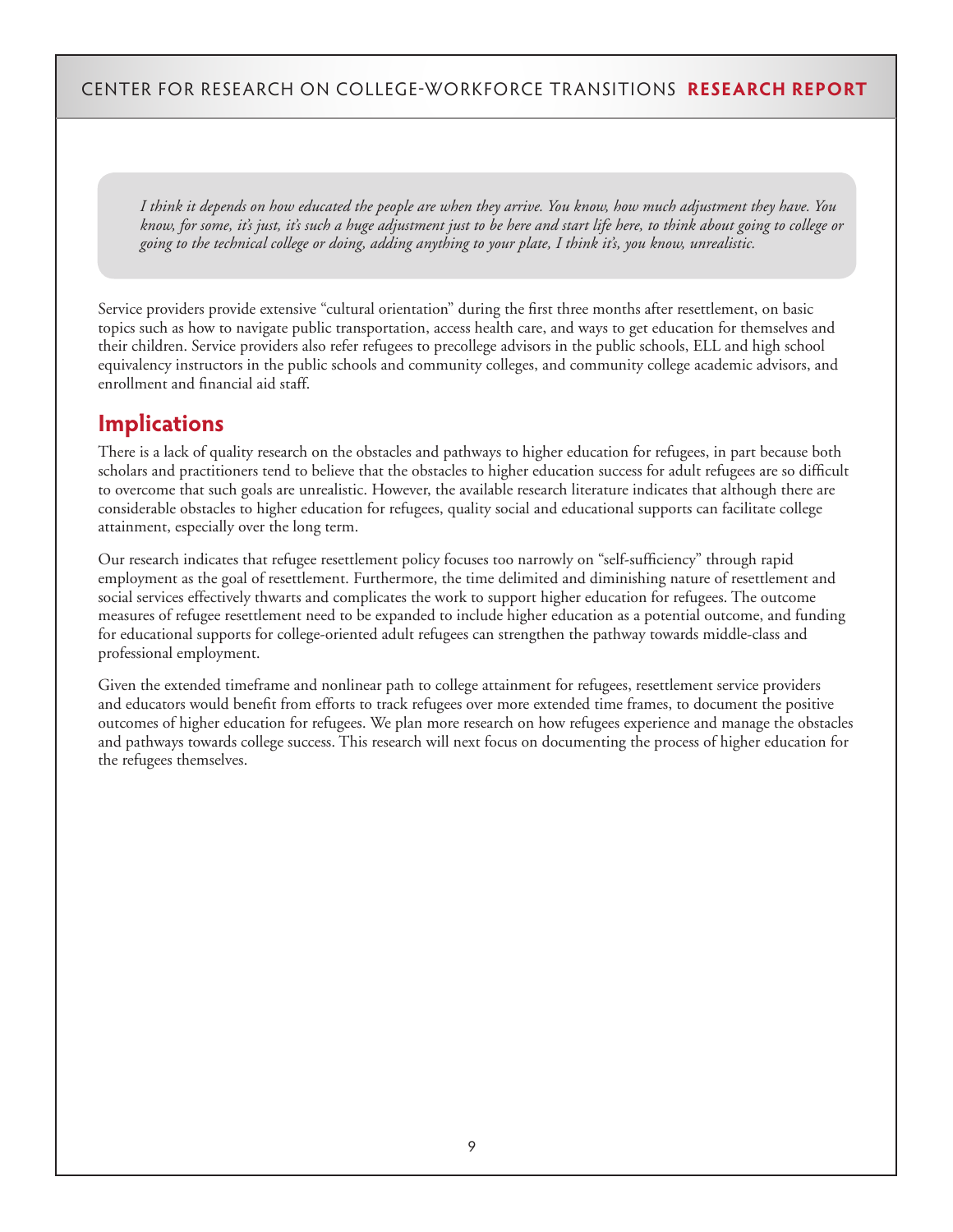> *I think it depends on how educated the people are when they arrive. You know, how much adjustment they have. You know, for some, it's just, it's such a huge adjustment just to be here and start life here, to think about going to college or going to the technical college or doing, adding anything to your plate, I think it's, you know, unrealistic.*

Service providers provide extensive "cultural orientation" during the first three months after resettlement, on basic topics such as how to navigate public transportation, access health care, and ways to get education for themselves and their children. Service providers also refer refugees to precollege advisors in the public schools, ELL and high school equivalency instructors in the public schools and community colleges, and community college academic advisors, and enrollment and financial aid staff.

## Implications

There is a lack of quality research on the obstacles and pathways to higher education for refugees, in part because both scholars and practitioners tend to believe that the obstacles to higher education success for adult refugees are so difficult to overcome that such goals are unrealistic. However, the available research literature indicates that although there are considerable obstacles to higher education for refugees, quality social and educational supports can facilitate college attainment, especially over the long term.

Our research indicates that refugee resettlement policy focuses too narrowly on "self-sufficiency" through rapid employment as the goal of resettlement. Furthermore, the time delimited and diminishing nature of resettlement and social services effectively thwarts and complicates the work to support higher education for refugees. The outcome measures of refugee resettlement need to be expanded to include higher education as a potential outcome, and funding for educational supports for college-oriented adult refugees can strengthen the pathway towards middle-class and professional employment.

Given the extended timeframe and nonlinear path to college attainment for refugees, resettlement service providers and educators would benefit from efforts to track refugees over more extended time frames, to document the positive outcomes of higher education for refugees. We plan more research on how refugees experience and manage the obstacles and pathways towards college success. This research will next focus on documenting the process of higher education for the refugees themselves.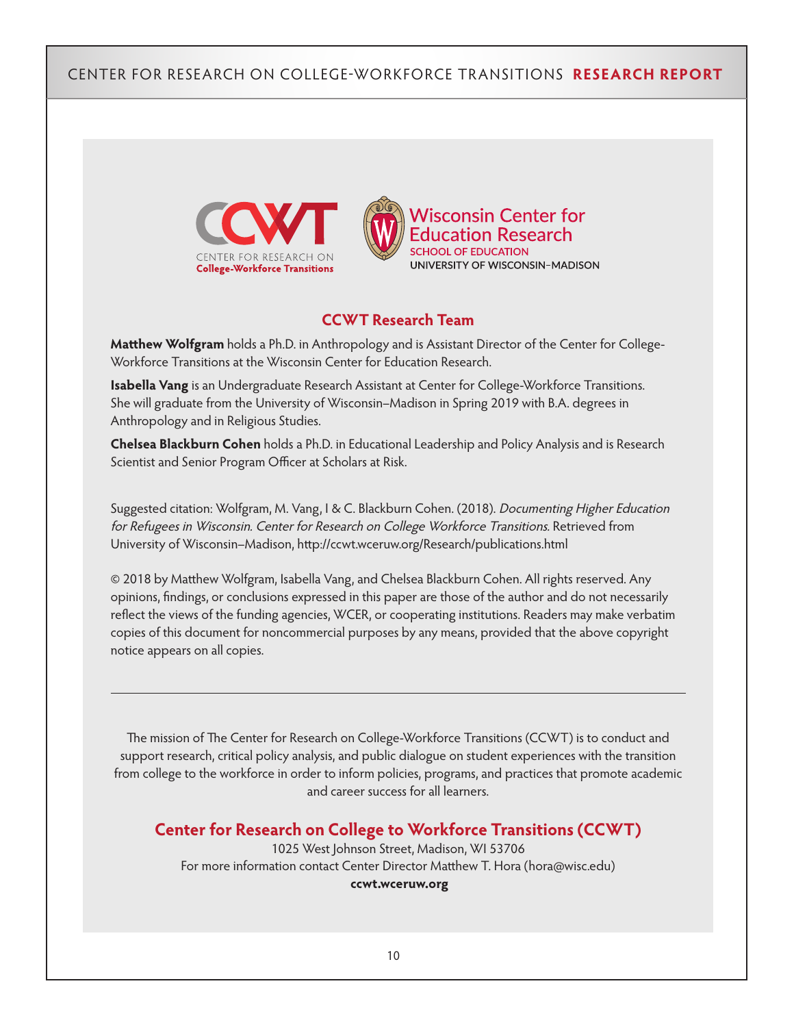## CCWT Research Team

**Matthew Wolfgram** holds a Ph.D. in Anthropology and is Assistant Director of the Center for College-Workforce Transitions at the Wisconsin Center for Education Research.

**Isabella Vang** is an Undergraduate Research Assistant at Center for College-Workforce Transitions. She will graduate from the University of Wisconsin–Madison in Spring 2019 with B.A. degrees in Anthropology and in Religious Studies.

**Chelsea Blackburn Cohen** holds a Ph.D. in Educational Leadership and Policy Analysis and is Research Scientist and Senior Program Officer at Scholars at Risk.

Suggested citation: Wolfgram, M. Vang, I & C. Blackburn Cohen. (2018). *Documenting Higher Education for Refugees in Wisconsin. Center for Research on College Workforce Transitions.* Retrieved from University of Wisconsin–Madison, http://ccwt.wceruw.org/Research/publications.html

© 2018 by Matthew Wolfgram, Isabella Vang, and Chelsea Blackburn Cohen. All rights reserved. Any opinions, findings, or conclusions expressed in this paper are those of the author and do not necessarily reflect the views of the funding agencies, WCER, or cooperating institutions. Readers may make verbatim copies of this document for noncommercial purposes by any means, provided that the above copyright notice appears on all copies.

---

The mission of The Center for Research on College-Workforce Transitions (CCWT) is to conduct and support research, critical policy analysis, and public dialogue on student experiences with the transition from college to the workforce in order to inform policies, programs, and practices that promote academic and career success for all learners.

## Center for Research on College to Workforce Transitions (CCWT)

1025 West Johnson Street, Madison, WI 53706
For more information contact Center Director Matthew T. Hora (hora@wisc.edu)
**ccwt.wceruw.org**